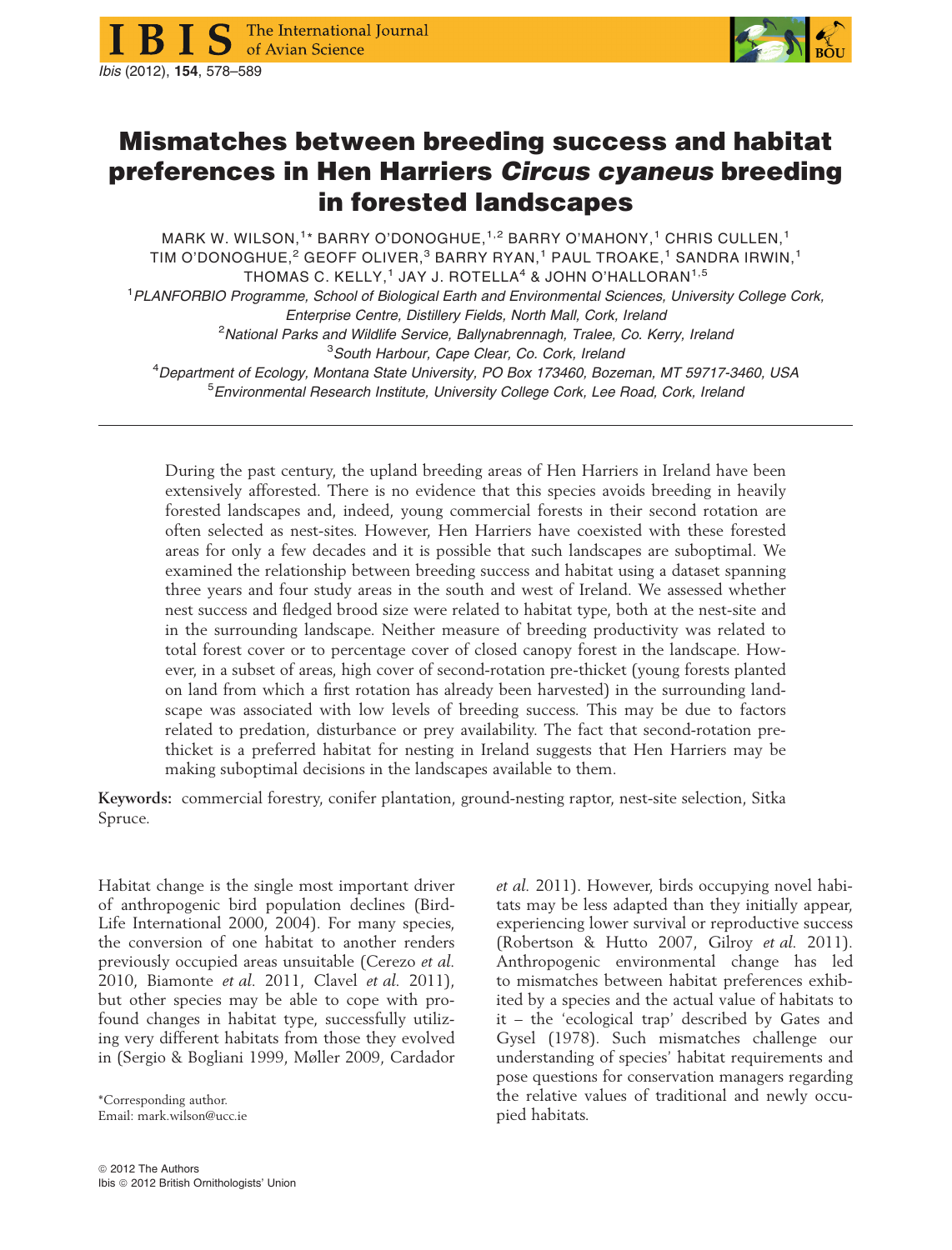# Mismatches between breeding success and habitat preferences in Hen Harriers *Circus cyaneus* breeding in forested landscapes

MARK W. WILSON,[1]* BARRY O'DONOGHUE,[1,2] BARRY O'MAHONY,[1] CHRIS CULLEN,[1] TIM O'DONOGHUE,[2] GEOFF OLIVER,[3] BARRY RYAN,[1] PAUL TROAKE,[1] SANDRA IRWIN,[1] THOMAS C. KELLY,[1] JAY J. ROTELLA[4] & JOHN O'HALLORAN[1,5]

[1]*PLANFORBIO Programme, School of Biological Earth and Environmental Sciences, University College Cork, Enterprise Centre, Distillery Fields, North Mall, Cork, Ireland*

[2]*National Parks and Wildlife Service, Ballynabrennagh, Tralee, Co. Kerry, Ireland*

[3]*South Harbour, Cape Clear, Co. Cork, Ireland*

[4]*Department of Ecology, Montana State University, PO Box 173460, Bozeman, MT 59717-3460, USA*

[5]*Environmental Research Institute, University College Cork, Lee Road, Cork, Ireland*

During the past century, the upland breeding areas of Hen Harriers in Ireland have been extensively afforested. There is no evidence that this species avoids breeding in heavily forested landscapes and, indeed, young commercial forests in their second rotation are often selected as nest-sites. However, Hen Harriers have coexisted with these forested areas for only a few decades and it is possible that such landscapes are suboptimal. We examined the relationship between breeding success and habitat using a dataset spanning three years and four study areas in the south and west of Ireland. We assessed whether nest success and fledged brood size were related to habitat type, both at the nest-site and in the surrounding landscape. Neither measure of breeding productivity was related to total forest cover or to percentage cover of closed canopy forest in the landscape. However, in a subset of areas, high cover of second-rotation pre-thicket (young forests planted on land from which a first rotation has already been harvested) in the surrounding landscape was associated with low levels of breeding success. This may be due to factors related to predation, disturbance or prey availability. The fact that second-rotation pre-thicket is a preferred habitat for nesting in Ireland suggests that Hen Harriers may be making suboptimal decisions in the landscapes available to them.

**Keywords:** commercial forestry, conifer plantation, ground-nesting raptor, nest-site selection, Sitka Spruce.

Habitat change is the single most important driver of anthropogenic bird population declines (BirdLife International 2000, 2004). For many species, the conversion of one habitat to another renders previously occupied areas unsuitable (Cerezo *et al.* 2010, Biamonte *et al.* 2011, Clavel *et al.* 2011), but other species may be able to cope with profound changes in habitat type, successfully utilizing very different habitats from those they evolved in (Sergio & Bogliani 1999, Møller 2009, Cardador *et al.* 2011). However, birds occupying novel habitats may be less adapted than they initially appear, experiencing lower survival or reproductive success (Robertson & Hutto 2007, Gilroy *et al.* 2011). Anthropogenic environmental change has led to mismatches between habitat preferences exhibited by a species and the actual value of habitats to it – the 'ecological trap' described by Gates and Gysel (1978). Such mismatches challenge our understanding of species' habitat requirements and pose questions for conservation managers regarding the relative values of traditional and newly occupied habitats.

*Corresponding author.
Email: mark.wilson@ucc.ie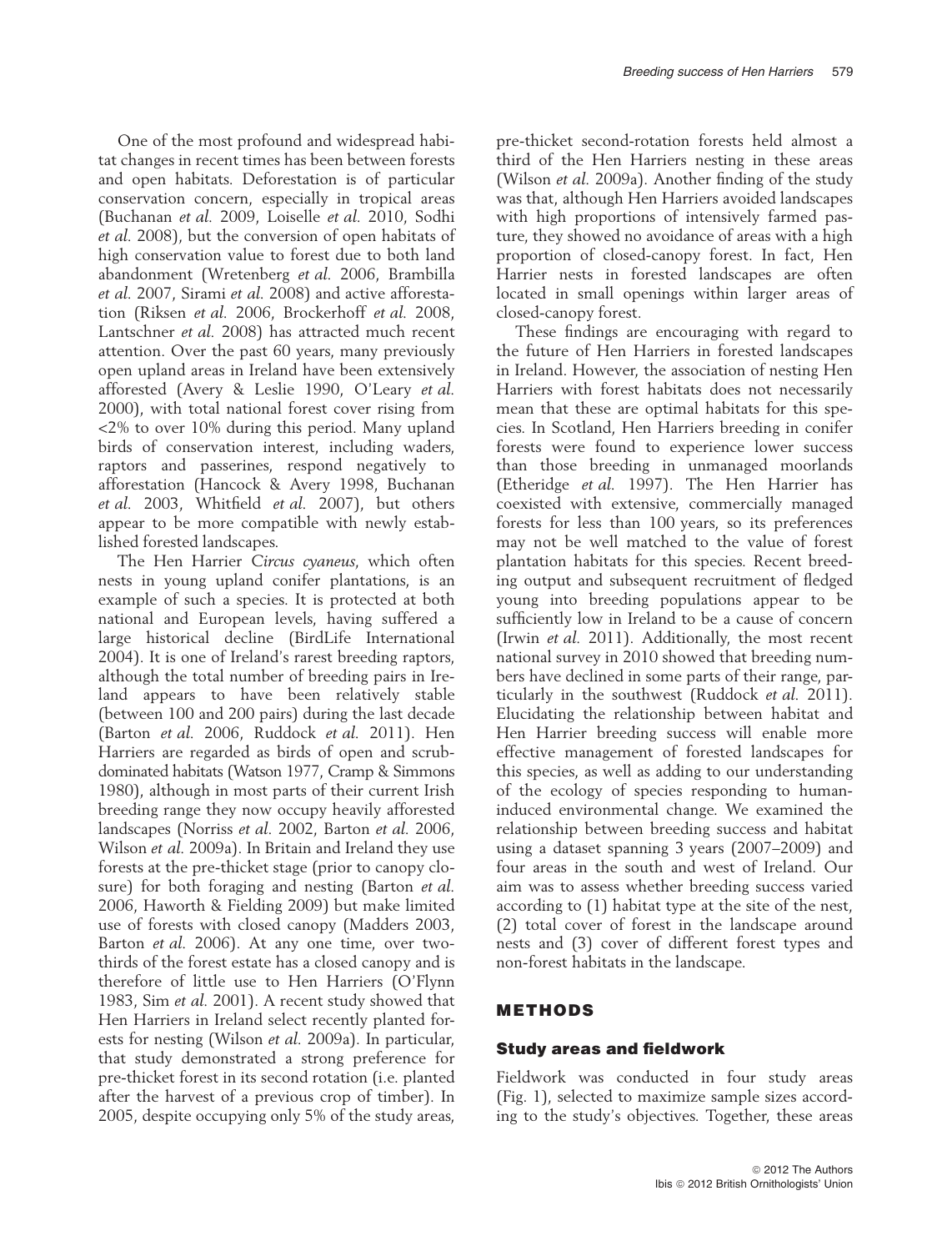One of the most profound and widespread habitat changes in recent times has been between forests and open habitats. Deforestation is of particular conservation concern, especially in tropical areas (Buchanan *et al.* 2009, Loiselle *et al.* 2010, Sodhi *et al.* 2008), but the conversion of open habitats of high conservation value to forest due to both land abandonment (Wretenberg *et al.* 2006, Brambilla *et al.* 2007, Sirami *et al.* 2008) and active afforestation (Riksen *et al.* 2006, Brockerhoff *et al.* 2008, Lantschner *et al.* 2008) has attracted much recent attention. Over the past 60 years, many previously open upland areas in Ireland have been extensively afforested (Avery & Leslie 1990, O'Leary *et al.* 2000), with total national forest cover rising from <2% to over 10% during this period. Many upland birds of conservation interest, including waders, raptors and passerines, respond negatively to afforestation (Hancock & Avery 1998, Buchanan *et al.* 2003, Whitfield *et al.* 2007), but others appear to be more compatible with newly established forested landscapes.

The Hen Harrier *Circus cyaneus*, which often nests in young upland conifer plantations, is an example of such a species. It is protected at both national and European levels, having suffered a large historical decline (BirdLife International 2004). It is one of Ireland's rarest breeding raptors, although the total number of breeding pairs in Ireland appears to have been relatively stable (between 100 and 200 pairs) during the last decade (Barton *et al.* 2006, Ruddock *et al.* 2011). Hen Harriers are regarded as birds of open and scrub-dominated habitats (Watson 1977, Cramp & Simmons 1980), although in most parts of their current Irish breeding range they now occupy heavily afforested landscapes (Norriss *et al.* 2002, Barton *et al.* 2006, Wilson *et al.* 2009a). In Britain and Ireland they use forests at the pre-thicket stage (prior to canopy closure) for both foraging and nesting (Barton *et al.* 2006, Haworth & Fielding 2009) but make limited use of forests with closed canopy (Madders 2003, Barton *et al.* 2006). At any one time, over two-thirds of the forest estate has a closed canopy and is therefore of little use to Hen Harriers (O'Flynn 1983, Sim *et al.* 2001). A recent study showed that Hen Harriers in Ireland select recently planted forests for nesting (Wilson *et al.* 2009a). In particular, that study demonstrated a strong preference for pre-thicket forest in its second rotation (i.e. planted after the harvest of a previous crop of timber). In 2005, despite occupying only 5% of the study areas, pre-thicket second-rotation forests held almost a third of the Hen Harriers nesting in these areas (Wilson *et al.* 2009a). Another finding of the study was that, although Hen Harriers avoided landscapes with high proportions of intensively farmed pasture, they showed no avoidance of areas with a high proportion of closed-canopy forest. In fact, Hen Harrier nests in forested landscapes are often located in small openings within larger areas of closed-canopy forest.

These findings are encouraging with regard to the future of Hen Harriers in forested landscapes in Ireland. However, the association of nesting Hen Harriers with forest habitats does not necessarily mean that these are optimal habitats for this species. In Scotland, Hen Harriers breeding in conifer forests were found to experience lower success than those breeding in unmanaged moorlands (Etheridge *et al.* 1997). The Hen Harrier has coexisted with extensive, commercially managed forests for less than 100 years, so its preferences may not be well matched to the value of forest plantation habitats for this species. Recent breeding output and subsequent recruitment of fledged young into breeding populations appear to be sufficiently low in Ireland to be a cause of concern (Irwin *et al.* 2011). Additionally, the most recent national survey in 2010 showed that breeding numbers have declined in some parts of their range, particularly in the southwest (Ruddock *et al.* 2011). Elucidating the relationship between habitat and Hen Harrier breeding success will enable more effective management of forested landscapes for this species, as well as adding to our understanding of the ecology of species responding to human-induced environmental change. We examined the relationship between breeding success and habitat using a dataset spanning 3 years (2007–2009) and four areas in the south and west of Ireland. Our aim was to assess whether breeding success varied according to (1) habitat type at the site of the nest, (2) total cover of forest in the landscape around nests and (3) cover of different forest types and non-forest habitats in the landscape.

## METHODS

### Study areas and fieldwork

Fieldwork was conducted in four study areas (Fig. 1), selected to maximize sample sizes according to the study's objectives. Together, these areas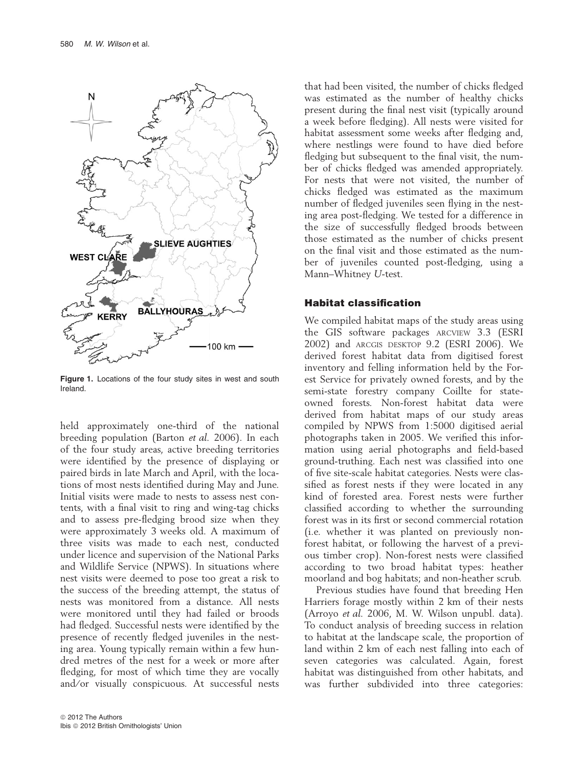N

SLIEVE AUGHTIES

WEST CLARE

KERRY

BALLYHOURAS

100 km

**Figure 1.** Locations of the four study sites in west and south Ireland.

held approximately one-third of the national breeding population (Barton *et al.* 2006). In each of the four study areas, active breeding territories were identified by the presence of displaying or paired birds in late March and April, with the locations of most nests identified during May and June. Initial visits were made to nests to assess nest contents, with a final visit to ring and wing-tag chicks and to assess pre-fledging brood size when they were approximately 3 weeks old. A maximum of three visits was made to each nest, conducted under licence and supervision of the National Parks and Wildlife Service (NPWS). In situations where nest visits were deemed to pose too great a risk to the success of the breeding attempt, the status of nests was monitored from a distance. All nests were monitored until they had failed or broods had fledged. Successful nests were identified by the presence of recently fledged juveniles in the nesting area. Young typically remain within a few hundred metres of the nest for a week or more after fledging, for most of which time they are vocally and/or visually conspicuous. At successful nests that had been visited, the number of chicks fledged was estimated as the number of healthy chicks present during the final nest visit (typically around a week before fledging). All nests were visited for habitat assessment some weeks after fledging and, where nestlings were found to have died before fledging but subsequent to the final visit, the number of chicks fledged was amended appropriately. For nests that were not visited, the number of chicks fledged was estimated as the maximum number of fledged juveniles seen flying in the nesting area post-fledging. We tested for a difference in the size of successfully fledged broods between those estimated as the number of chicks present on the final visit and those estimated as the number of juveniles counted post-fledging, using a Mann–Whitney *U*-test.

## Habitat classification

We compiled habitat maps of the study areas using the GIS software packages ARCVIEW 3.3 (ESRI 2002) and ARCGIS DESKTOP 9.2 (ESRI 2006). We derived forest habitat data from digitised forest inventory and felling information held by the Forest Service for privately owned forests, and by the semi-state forestry company Coillte for state-owned forests. Non-forest habitat data were derived from habitat maps of our study areas compiled by NPWS from 1:5000 digitised aerial photographs taken in 2005. We verified this information using aerial photographs and field-based ground-truthing. Each nest was classified into one of five site-scale habitat categories. Nests were classified as forest nests if they were located in any kind of forested area. Forest nests were further classified according to whether the surrounding forest was in its first or second commercial rotation (i.e. whether it was planted on previously non-forest habitat, or following the harvest of a previous timber crop). Non-forest nests were classified according to two broad habitat types: heather moorland and bog habitats; and non-heather scrub.

Previous studies have found that breeding Hen Harriers forage mostly within 2 km of their nests (Arroyo *et al.* 2006, M. W. Wilson unpubl. data). To conduct analysis of breeding success in relation to habitat at the landscape scale, the proportion of land within 2 km of each nest falling into each of seven categories was calculated. Again, forest habitat was distinguished from other habitats, and was further subdivided into three categories: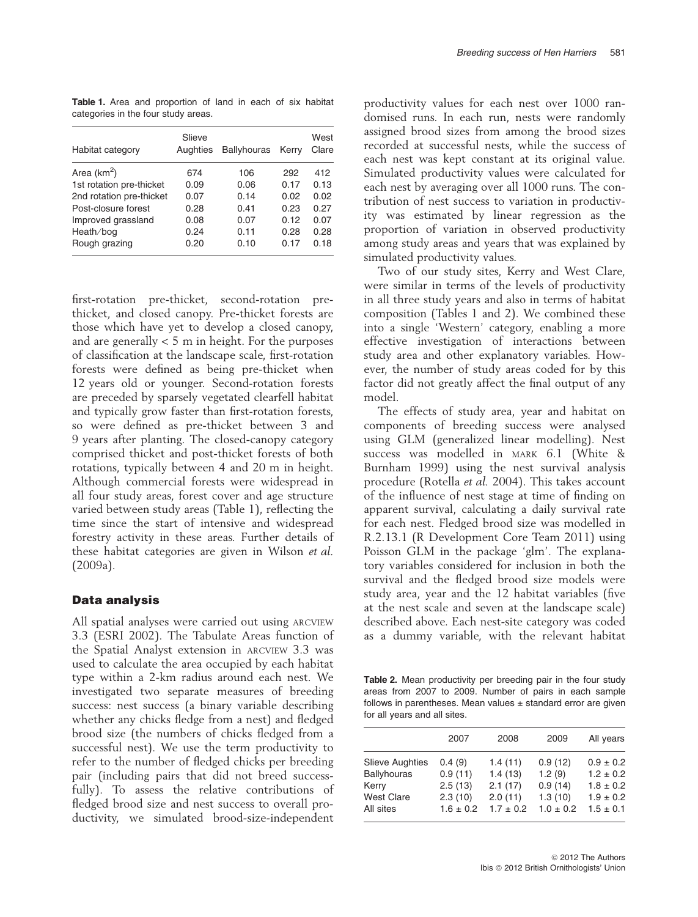**Table 1.** Area and proportion of land in each of six habitat categories in the four study areas.

| Habitat category | Slieve Aughties | Ballyhouras | Kerry | West Clare |
|---|---|---|---|---|
| Area (km$^2$) | 674 | 106 | 292 | 412 |
| 1st rotation pre-thicket | 0.09 | 0.06 | 0.17 | 0.13 |
| 2nd rotation pre-thicket | 0.07 | 0.14 | 0.02 | 0.02 |
| Post-closure forest | 0.28 | 0.41 | 0.23 | 0.27 |
| Improved grassland | 0.08 | 0.07 | 0.12 | 0.07 |
| Heath/bog | 0.24 | 0.11 | 0.28 | 0.28 |
| Rough grazing | 0.20 | 0.10 | 0.17 | 0.18 |

first-rotation pre-thicket, second-rotation pre-thicket, and closed canopy. Pre-thicket forests are those which have yet to develop a closed canopy, and are generally < 5 m in height. For the purposes of classification at the landscape scale, first-rotation forests were defined as being pre-thicket when 12 years old or younger. Second-rotation forests are preceded by sparsely vegetated clearfell habitat and typically grow faster than first-rotation forests, so were defined as pre-thicket between 3 and 9 years after planting. The closed-canopy category comprised thicket and post-thicket forests of both rotations, typically between 4 and 20 m in height. Although commercial forests were widespread in all four study areas, forest cover and age structure varied between study areas (Table 1), reflecting the time since the start of intensive and widespread forestry activity in these areas. Further details of these habitat categories are given in Wilson *et al.* (2009a).

## Data analysis

All spatial analyses were carried out using ARCVIEW 3.3 (ESRI 2002). The Tabulate Areas function of the Spatial Analyst extension in ARCVIEW 3.3 was used to calculate the area occupied by each habitat type within a 2-km radius around each nest. We investigated two separate measures of breeding success: nest success (a binary variable describing whether any chicks fledge from a nest) and fledged brood size (the numbers of chicks fledged from a successful nest). We use the term productivity to refer to the number of fledged chicks per breeding pair (including pairs that did not breed successfully). To assess the relative contributions of fledged brood size and nest success to overall productivity, we simulated brood-size-independent productivity values for each nest over 1000 randomised runs. In each run, nests were randomly assigned brood sizes from among the brood sizes recorded at successful nests, while the success of each nest was kept constant at its original value. Simulated productivity values were calculated for each nest by averaging over all 1000 runs. The contribution of nest success to variation in productivity was estimated by linear regression as the proportion of variation in observed productivity among study areas and years that was explained by simulated productivity values.

Two of our study sites, Kerry and West Clare, were similar in terms of the levels of productivity in all three study years and also in terms of habitat composition (Tables 1 and 2). We combined these into a single 'Western' category, enabling a more effective investigation of interactions between study area and other explanatory variables. However, the number of study areas coded for by this factor did not greatly affect the final output of any model.

The effects of study area, year and habitat on components of breeding success were analysed using GLM (generalized linear modelling). Nest success was modelled in MARK 6.1 (White & Burnham 1999) using the nest survival analysis procedure (Rotella *et al.* 2004). This takes account of the influence of nest stage at time of finding on apparent survival, calculating a daily survival rate for each nest. Fledged brood size was modelled in R.2.13.1 (R Development Core Team 2011) using Poisson GLM in the package 'glm'. The explanatory variables considered for inclusion in both the survival and the fledged brood size models were study area, year and the 12 habitat variables (five at the nest scale and seven at the landscape scale) described above. Each nest-site category was coded as a dummy variable, with the relevant habitat

**Table 2.** Mean productivity per breeding pair in the four study areas from 2007 to 2009. Number of pairs in each sample follows in parentheses. Mean values ± standard error are given for all years and all sites.

| | 2007 | 2008 | 2009 | All years |
|---|---|---|---|---|
| Slieve Aughties | 0.4 (9) | 1.4 (11) | 0.9 (12) | 0.9 ± 0.2 |
| Ballyhouras | 0.9 (11) | 1.4 (13) | 1.2 (9) | 1.2 ± 0.2 |
| Kerry | 2.5 (13) | 2.1 (17) | 0.9 (14) | 1.8 ± 0.2 |
| West Clare | 2.3 (10) | 2.0 (11) | 1.3 (10) | 1.9 ± 0.2 |
| All sites | 1.6 ± 0.2 | 1.7 ± 0.2 | 1.0 ± 0.2 | 1.5 ± 0.1 |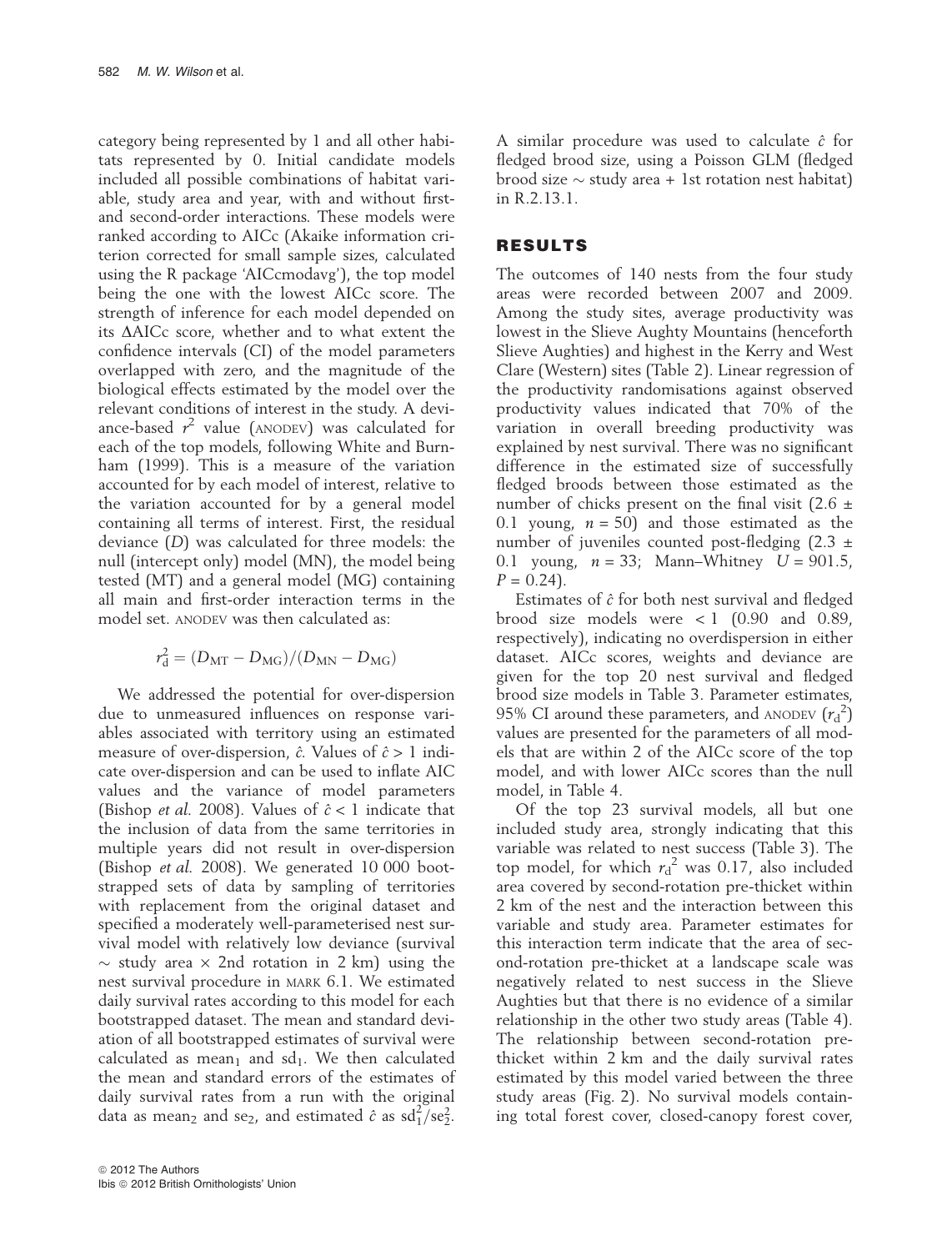category being represented by 1 and all other habitats represented by 0. Initial candidate models included all possible combinations of habitat variable, study area and year, with and without first- and second-order interactions. These models were ranked according to AICc (Akaike information criterion corrected for small sample sizes, calculated using the R package 'AICcmodavg'), the top model being the one with the lowest AICc score. The strength of inference for each model depended on its ΔAICc score, whether and to what extent the confidence intervals (CI) of the model parameters overlapped with zero, and the magnitude of the biological effects estimated by the model over the relevant conditions of interest in the study. A deviance-based $r^2$ value (ANODEV) was calculated for each of the top models, following White and Burnham (1999). This is a measure of the variation accounted for by each model of interest, relative to the variation accounted for by a general model containing all terms of interest. First, the residual deviance ($D$) was calculated for three models: the null (intercept only) model (MN), the model being tested (MT) and a general model (MG) containing all main and first-order interaction terms in the model set. ANODEV was then calculated as:

$$r_d^2 = (D_{MT} - D_{MG})/(D_{MN} - D_{MG})$$

We addressed the potential for over-dispersion due to unmeasured influences on response variables associated with territory using an estimated measure of over-dispersion, $\hat{c}$. Values of $\hat{c} > 1$ indicate over-dispersion and can be used to inflate AIC values and the variance of model parameters (Bishop *et al.* 2008). Values of $\hat{c} < 1$ indicate that the inclusion of data from the same territories in multiple years did not result in over-dispersion (Bishop *et al.* 2008). We generated 10 000 bootstrapped sets of data by sampling of territories with replacement from the original dataset and specified a moderately well-parameterised nest survival model with relatively low deviance (survival ~ study area × 2nd rotation in 2 km) using the nest survival procedure in MARK 6.1. We estimated daily survival rates according to this model for each bootstrapped dataset. The mean and standard deviation of all bootstrapped estimates of survival were calculated as $mean_1$ and $sd_1$. We then calculated the mean and standard errors of the estimates of daily survival rates from a run with the original data as $mean_2$ and $se_2$, and estimated $\hat{c}$ as $sd_1^2/se_2^2$. A similar procedure was used to calculate $\hat{c}$ for fledged brood size, using a Poisson GLM (fledged brood size ~ study area + 1st rotation nest habitat) in R.2.13.1.

## RESULTS

The outcomes of 140 nests from the four study areas were recorded between 2007 and 2009. Among the study sites, average productivity was lowest in the Slieve Aughty Mountains (henceforth Slieve Aughties) and highest in the Kerry and West Clare (Western) sites (Table 2). Linear regression of the productivity randomisations against observed productivity values indicated that 70% of the variation in overall breeding productivity was explained by nest survival. There was no significant difference in the estimated size of successfully fledged broods between those estimated as the number of chicks present on the final visit (2.6 ± 0.1 young, $n = 50$) and those estimated as the number of juveniles counted post-fledging (2.3 ± 0.1 young, $n = 33$; Mann–Whitney $U = 901.5$, $P = 0.24$).

Estimates of $\hat{c}$ for both nest survival and fledged brood size models were < 1 (0.90 and 0.89, respectively), indicating no overdispersion in either dataset. AICc scores, weights and deviance are given for the top 20 nest survival and fledged brood size models in Table 3. Parameter estimates, 95% CI around these parameters, and ANODEV ($r_d^2$) values are presented for the parameters of all models that are within 2 of the AICc score of the top model, and with lower AICc scores than the null model, in Table 4.

Of the top 23 survival models, all but one included study area, strongly indicating that this variable was related to nest success (Table 3). The top model, for which $r_d^2$ was 0.17, also included area covered by second-rotation pre-thicket within 2 km of the nest and the interaction between this variable and study area. Parameter estimates for this interaction term indicate that the area of second-rotation pre-thicket at a landscape scale was negatively related to nest success in the Slieve Aughties but that there is no evidence of a similar relationship in the other two study areas (Table 4). The relationship between second-rotation pre-thicket within 2 km and the daily survival rates estimated by this model varied between the three study areas (Fig. 2). No survival models containing total forest cover, closed-canopy forest cover,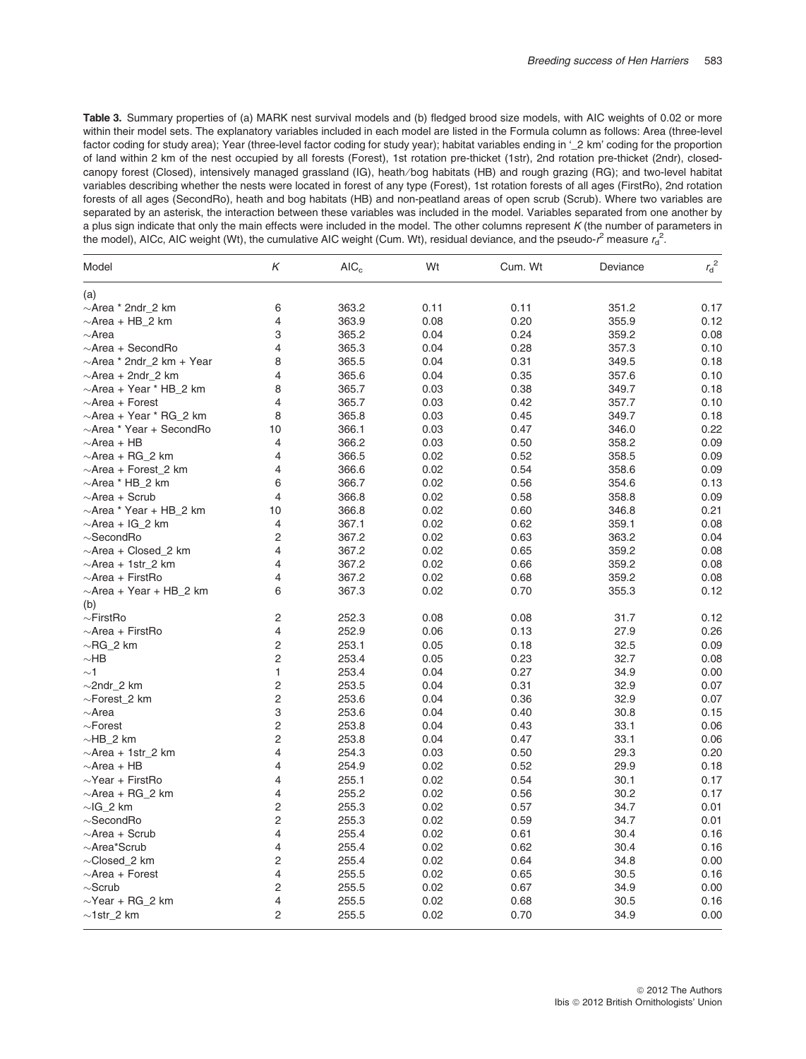**Table 3.** Summary properties of (a) MARK nest survival models and (b) fledged brood size models, with AIC weights of 0.02 or more within their model sets. The explanatory variables included in each model are listed in the Formula column as follows: Area (three-level factor coding for study area); Year (three-level factor coding for study year); habitat variables ending in '_2 km' coding for the proportion of land within 2 km of the nest occupied by all forests (Forest), 1st rotation pre-thicket (1str), 2nd rotation pre-thicket (2ndr), closed-canopy forest (Closed), intensively managed grassland (IG), heath/bog habitats (HB) and rough grazing (RG); and two-level habitat variables describing whether the nests were located in forest of any type (Forest), 1st rotation forests of all ages (FirstRo), 2nd rotation forests of all ages (SecondRo), heath and bog habitats (HB) and non-peatland areas of open scrub (Scrub). Where two variables are separated by an asterisk, the interaction between these variables was included in the model. Variables separated from one another by a plus sign indicate that only the main effects were included in the model. The other columns represent $K$ (the number of parameters in the model), AICc, AIC weight (Wt), the cumulative AIC weight (Cum. Wt), residual deviance, and the pseudo-$r^2$ measure $r_d^2$.

| Model | $K$ | $AIC_c$ | Wt | Cum. Wt | Deviance | $r_d^2$ |
|---|---|---|---|---|---|---|
| (a) | | | | | | |
| ~Area * 2ndr_2 km | 6 | 363.2 | 0.11 | 0.11 | 351.2 | 0.17 |
| ~Area + HB_2 km | 4 | 363.9 | 0.08 | 0.20 | 355.9 | 0.12 |
| ~Area | 3 | 365.2 | 0.04 | 0.24 | 359.2 | 0.08 |
| ~Area + SecondRo | 4 | 365.3 | 0.04 | 0.28 | 357.3 | 0.10 |
| ~Area * 2ndr_2 km + Year | 8 | 365.5 | 0.04 | 0.31 | 349.5 | 0.18 |
| ~Area + 2ndr_2 km | 4 | 365.6 | 0.04 | 0.35 | 357.6 | 0.10 |
| ~Area + Year * HB_2 km | 8 | 365.7 | 0.03 | 0.38 | 349.7 | 0.18 |
| ~Area + Forest | 4 | 365.7 | 0.03 | 0.42 | 357.7 | 0.10 |
| ~Area + Year * RG_2 km | 8 | 365.8 | 0.03 | 0.45 | 349.7 | 0.18 |
| ~Area * Year + SecondRo | 10 | 366.1 | 0.03 | 0.47 | 346.0 | 0.22 |
| ~Area + HB | 4 | 366.2 | 0.03 | 0.50 | 358.2 | 0.09 |
| ~Area + RG_2 km | 4 | 366.5 | 0.02 | 0.52 | 358.5 | 0.09 |
| ~Area + Forest_2 km | 4 | 366.6 | 0.02 | 0.54 | 358.6 | 0.09 |
| ~Area * HB_2 km | 6 | 366.7 | 0.02 | 0.56 | 354.6 | 0.13 |
| ~Area + Scrub | 4 | 366.8 | 0.02 | 0.58 | 358.8 | 0.09 |
| ~Area * Year + HB_2 km | 10 | 366.8 | 0.02 | 0.60 | 346.8 | 0.21 |
| ~Area + IG_2 km | 4 | 367.1 | 0.02 | 0.62 | 359.1 | 0.08 |
| ~SecondRo | 2 | 367.2 | 0.02 | 0.63 | 363.2 | 0.04 |
| ~Area + Closed_2 km | 4 | 367.2 | 0.02 | 0.65 | 359.2 | 0.08 |
| ~Area + 1str_2 km | 4 | 367.2 | 0.02 | 0.66 | 359.2 | 0.08 |
| ~Area + FirstRo | 4 | 367.2 | 0.02 | 0.68 | 359.2 | 0.08 |
| ~Area + Year + HB_2 km | 6 | 367.3 | 0.02 | 0.70 | 355.3 | 0.12 |
| (b) | | | | | | |
| ~FirstRo | 2 | 252.3 | 0.08 | 0.08 | 31.7 | 0.12 |
| ~Area + FirstRo | 4 | 252.9 | 0.06 | 0.13 | 27.9 | 0.26 |
| ~RG_2 km | 2 | 253.1 | 0.05 | 0.18 | 32.5 | 0.09 |
| ~HB | 2 | 253.4 | 0.05 | 0.23 | 32.7 | 0.08 |
| ~1 | 1 | 253.4 | 0.04 | 0.27 | 34.9 | 0.00 |
| ~2ndr_2 km | 2 | 253.5 | 0.04 | 0.31 | 32.9 | 0.07 |
| ~Forest_2 km | 2 | 253.6 | 0.04 | 0.36 | 32.9 | 0.07 |
| ~Area | 3 | 253.6 | 0.04 | 0.40 | 30.8 | 0.15 |
| ~Forest | 2 | 253.8 | 0.04 | 0.43 | 33.1 | 0.06 |
| ~HB_2 km | 2 | 253.8 | 0.04 | 0.47 | 33.1 | 0.06 |
| ~Area + 1str_2 km | 4 | 254.3 | 0.03 | 0.50 | 29.3 | 0.20 |
| ~Area + HB | 4 | 254.9 | 0.02 | 0.52 | 29.9 | 0.18 |
| ~Year + FirstRo | 4 | 255.1 | 0.02 | 0.54 | 30.1 | 0.17 |
| ~Area + RG_2 km | 4 | 255.2 | 0.02 | 0.56 | 30.2 | 0.17 |
| ~IG_2 km | 2 | 255.3 | 0.02 | 0.57 | 34.7 | 0.01 |
| ~SecondRo | 2 | 255.3 | 0.02 | 0.59 | 34.7 | 0.01 |
| ~Area + Scrub | 4 | 255.4 | 0.02 | 0.61 | 30.4 | 0.16 |
| ~Area*Scrub | 4 | 255.4 | 0.02 | 0.62 | 30.4 | 0.16 |
| ~Closed_2 km | 2 | 255.4 | 0.02 | 0.64 | 34.8 | 0.00 |
| ~Area + Forest | 4 | 255.5 | 0.02 | 0.65 | 30.5 | 0.16 |
| ~Scrub | 2 | 255.5 | 0.02 | 0.67 | 34.9 | 0.00 |
| ~Year + RG_2 km | 4 | 255.5 | 0.02 | 0.68 | 30.5 | 0.16 |
| ~1str_2 km | 2 | 255.5 | 0.02 | 0.70 | 34.9 | 0.00 |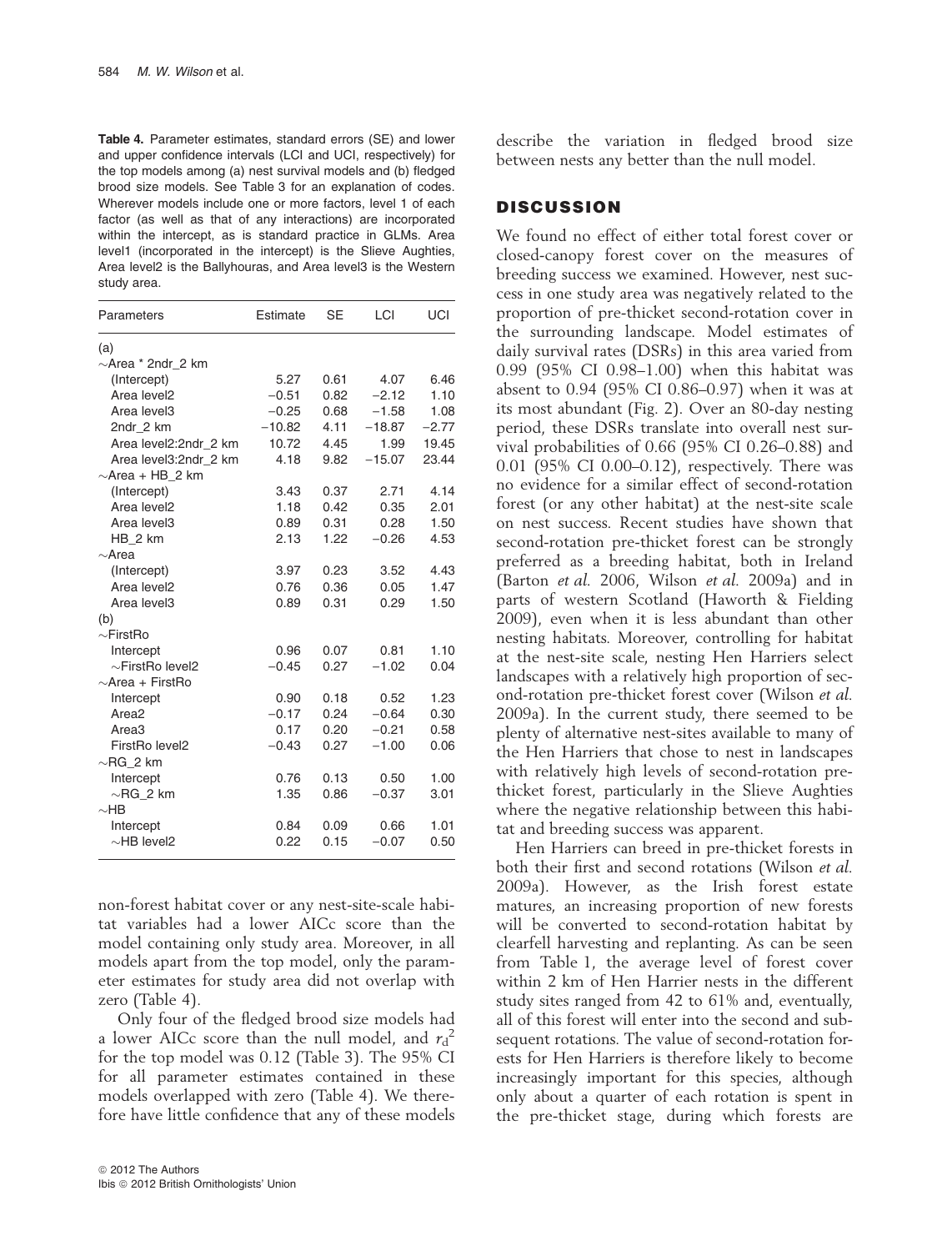**Table 4.** Parameter estimates, standard errors (SE) and lower and upper confidence intervals (LCI and UCI, respectively) for the top models among (a) nest survival models and (b) fledged brood size models. See Table 3 for an explanation of codes. Wherever models include one or more factors, level 1 of each factor (as well as that of any interactions) are incorporated within the intercept, as is standard practice in GLMs. Area level1 (incorporated in the intercept) is the Slieve Aughties, Area level2 is the Ballyhouras, and Area level3 is the Western study area.

| Parameters | Estimate | SE | LCI | UCI |
|---|---|---|---|---|
| (a) | | | | |
| ~Area * 2ndr_2 km | | | | |
| (Intercept) | 5.27 | 0.61 | 4.07 | 6.46 |
| Area level2 | −0.51 | 0.82 | −2.12 | 1.10 |
| Area level3 | −0.25 | 0.68 | −1.58 | 1.08 |
| 2ndr_2 km | −10.82 | 4.11 | −18.87 | −2.77 |
| Area level2:2ndr_2 km | 10.72 | 4.45 | 1.99 | 19.45 |
| Area level3:2ndr_2 km | 4.18 | 9.82 | −15.07 | 23.44 |
| ~Area + HB_2 km | | | | |
| (Intercept) | 3.43 | 0.37 | 2.71 | 4.14 |
| Area level2 | 1.18 | 0.42 | 0.35 | 2.01 |
| Area level3 | 0.89 | 0.31 | 0.28 | 1.50 |
| HB_2 km | 2.13 | 1.22 | −0.26 | 4.53 |
| ~Area | | | | |
| (Intercept) | 3.97 | 0.23 | 3.52 | 4.43 |
| Area level2 | 0.76 | 0.36 | 0.05 | 1.47 |
| Area level3 | 0.89 | 0.31 | 0.29 | 1.50 |
| (b) | | | | |
| ~FirstRo | | | | |
| Intercept | 0.96 | 0.07 | 0.81 | 1.10 |
| ~FirstRo level2 | −0.45 | 0.27 | −1.02 | 0.04 |
| ~Area + FirstRo | | | | |
| Intercept | 0.90 | 0.18 | 0.52 | 1.23 |
| Area2 | −0.17 | 0.24 | −0.64 | 0.30 |
| Area3 | 0.17 | 0.20 | −0.21 | 0.58 |
| FirstRo level2 | −0.43 | 0.27 | −1.00 | 0.06 |
| ~RG_2 km | | | | |
| Intercept | 0.76 | 0.13 | 0.50 | 1.00 |
| ~RG_2 km | 1.35 | 0.86 | −0.37 | 3.01 |
| ~HB | | | | |
| Intercept | 0.84 | 0.09 | 0.66 | 1.01 |
| ~HB level2 | 0.22 | 0.15 | −0.07 | 0.50 |

non-forest habitat cover or any nest-site-scale habitat variables had a lower AICc score than the model containing only study area. Moreover, in all models apart from the top model, only the parameter estimates for study area did not overlap with zero (Table 4).

Only four of the fledged brood size models had a lower AICc score than the null model, and $r_d^2$ for the top model was 0.12 (Table 3). The 95% CI for all parameter estimates contained in these models overlapped with zero (Table 4). We therefore have little confidence that any of these models describe the variation in fledged brood size between nests any better than the null model.

## DISCUSSION

We found no effect of either total forest cover or closed-canopy forest cover on the measures of breeding success we examined. However, nest success in one study area was negatively related to the proportion of pre-thicket second-rotation cover in the surrounding landscape. Model estimates of daily survival rates (DSRs) in this area varied from 0.99 (95% CI 0.98–1.00) when this habitat was absent to 0.94 (95% CI 0.86–0.97) when it was at its most abundant (Fig. 2). Over an 80-day nesting period, these DSRs translate into overall nest survival probabilities of 0.66 (95% CI 0.26–0.88) and 0.01 (95% CI 0.00–0.12), respectively. There was no evidence for a similar effect of second-rotation forest (or any other habitat) at the nest-site scale on nest success. Recent studies have shown that second-rotation pre-thicket forest can be strongly preferred as a breeding habitat, both in Ireland (Barton *et al.* 2006, Wilson *et al.* 2009a) and in parts of western Scotland (Haworth & Fielding 2009), even when it is less abundant than other nesting habitats. Moreover, controlling for habitat at the nest-site scale, nesting Hen Harriers select landscapes with a relatively high proportion of second-rotation pre-thicket forest cover (Wilson *et al.* 2009a). In the current study, there seemed to be plenty of alternative nest-sites available to many of the Hen Harriers that chose to nest in landscapes with relatively high levels of second-rotation pre-thicket forest, particularly in the Slieve Aughties where the negative relationship between this habitat and breeding success was apparent.

Hen Harriers can breed in pre-thicket forests in both their first and second rotations (Wilson *et al.* 2009a). However, as the Irish forest estate matures, an increasing proportion of new forests will be converted to second-rotation habitat by clearfell harvesting and replanting. As can be seen from Table 1, the average level of forest cover within 2 km of Hen Harrier nests in the different study sites ranged from 42 to 61% and, eventually, all of this forest will enter into the second and subsequent rotations. The value of second-rotation forests for Hen Harriers is therefore likely to become increasingly important for this species, although only about a quarter of each rotation is spent in the pre-thicket stage, during which forests are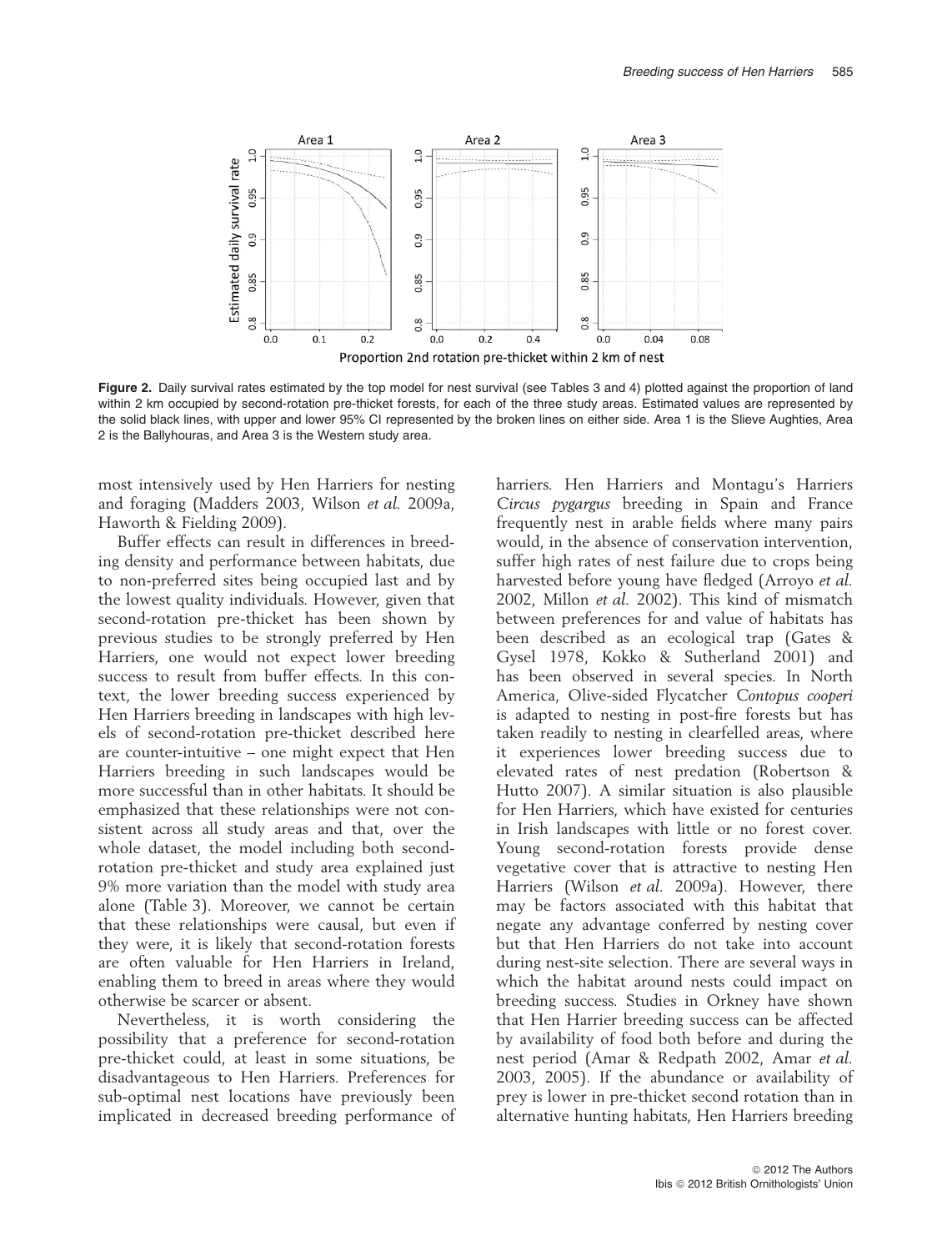**Figure 2.** Daily survival rates estimated by the top model for nest survival (see Tables 3 and 4) plotted against the proportion of land within 2 km occupied by second-rotation pre-thicket forests, for each of the three study areas. Estimated values are represented by the solid black lines, with upper and lower 95% CI represented by the broken lines on either side. Area 1 is the Slieve Aughties, Area 2 is the Ballyhouras, and Area 3 is the Western study area.

most intensively used by Hen Harriers for nesting and foraging (Madders 2003, Wilson *et al.* 2009a, Haworth & Fielding 2009).

Buffer effects can result in differences in breeding density and performance between habitats, due to non-preferred sites being occupied last and by the lowest quality individuals. However, given that second-rotation pre-thicket has been shown by previous studies to be strongly preferred by Hen Harriers, one would not expect lower breeding success to result from buffer effects. In this context, the lower breeding success experienced by Hen Harriers breeding in landscapes with high levels of second-rotation pre-thicket described here are counter-intuitive – one might expect that Hen Harriers breeding in such landscapes would be more successful than in other habitats. It should be emphasized that these relationships were not consistent across all study areas and that, over the whole dataset, the model including both second-rotation pre-thicket and study area explained just 9% more variation than the model with study area alone (Table 3). Moreover, we cannot be certain that these relationships were causal, but even if they were, it is likely that second-rotation forests are often valuable for Hen Harriers in Ireland, enabling them to breed in areas where they would otherwise be scarcer or absent.

Nevertheless, it is worth considering the possibility that a preference for second-rotation pre-thicket could, at least in some situations, be disadvantageous to Hen Harriers. Preferences for sub-optimal nest locations have previously been implicated in decreased breeding performance of harriers. Hen Harriers and Montagu's Harriers *Circus pygargus* breeding in Spain and France frequently nest in arable fields where many pairs would, in the absence of conservation intervention, suffer high rates of nest failure due to crops being harvested before young have fledged (Arroyo *et al.* 2002, Millon *et al.* 2002). This kind of mismatch between preferences for and value of habitats has been described as an ecological trap (Gates & Gysel 1978, Kokko & Sutherland 2001) and has been observed in several species. In North America, Olive-sided Flycatcher *Contopus cooperi* is adapted to nesting in post-fire forests but has taken readily to nesting in clearfelled areas, where it experiences lower breeding success due to elevated rates of nest predation (Robertson & Hutto 2007). A similar situation is also plausible for Hen Harriers, which have existed for centuries in Irish landscapes with little or no forest cover. Young second-rotation forests provide dense vegetative cover that is attractive to nesting Hen Harriers (Wilson *et al.* 2009a). However, there may be factors associated with this habitat that negate any advantage conferred by nesting cover but that Hen Harriers do not take into account during nest-site selection. There are several ways in which the habitat around nests could impact on breeding success. Studies in Orkney have shown that Hen Harrier breeding success can be affected by availability of food both before and during the nest period (Amar & Redpath 2002, Amar *et al.* 2003, 2005). If the abundance or availability of prey is lower in pre-thicket second rotation than in alternative hunting habitats, Hen Harriers breeding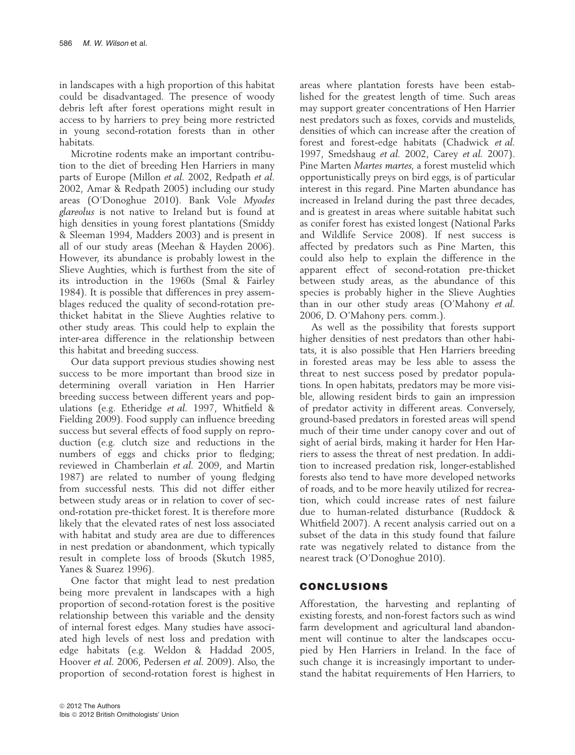in landscapes with a high proportion of this habitat could be disadvantaged. The presence of woody debris left after forest operations might result in access to by harriers to prey being more restricted in young second-rotation forests than in other habitats.

Microtine rodents make an important contribution to the diet of breeding Hen Harriers in many parts of Europe (Millon *et al.* 2002, Redpath *et al.* 2002, Amar & Redpath 2005) including our study areas (O'Donoghue 2010). Bank Vole *Myodes glareolus* is not native to Ireland but is found at high densities in young forest plantations (Smiddy & Sleeman 1994, Madders 2003) and is present in all of our study areas (Meehan & Hayden 2006). However, its abundance is probably lowest in the Slieve Aughties, which is furthest from the site of its introduction in the 1960s (Smal & Fairley 1984). It is possible that differences in prey assemblages reduced the quality of second-rotation pre-thicket habitat in the Slieve Aughties relative to other study areas. This could help to explain the inter-area difference in the relationship between this habitat and breeding success.

Our data support previous studies showing nest success to be more important than brood size in determining overall variation in Hen Harrier breeding success between different years and populations (e.g. Etheridge *et al.* 1997, Whitfield & Fielding 2009). Food supply can influence breeding success but several effects of food supply on reproduction (e.g. clutch size and reductions in the numbers of eggs and chicks prior to fledging; reviewed in Chamberlain *et al.* 2009, and Martin 1987) are related to number of young fledging from successful nests. This did not differ either between study areas or in relation to cover of second-rotation pre-thicket forest. It is therefore more likely that the elevated rates of nest loss associated with habitat and study area are due to differences in nest predation or abandonment, which typically result in complete loss of broods (Skutch 1985, Yanes & Suarez 1996).

One factor that might lead to nest predation being more prevalent in landscapes with a high proportion of second-rotation forest is the positive relationship between this variable and the density of internal forest edges. Many studies have associated high levels of nest loss and predation with edge habitats (e.g. Weldon & Haddad 2005, Hoover *et al.* 2006, Pedersen *et al.* 2009). Also, the proportion of second-rotation forest is highest in areas where plantation forests have been established for the greatest length of time. Such areas may support greater concentrations of Hen Harrier nest predators such as foxes, corvids and mustelids, densities of which can increase after the creation of forest and forest-edge habitats (Chadwick *et al.* 1997, Smedshaug *et al.* 2002, Carey *et al.* 2007). Pine Marten *Martes martes*, a forest mustelid which opportunistically preys on bird eggs, is of particular interest in this regard. Pine Marten abundance has increased in Ireland during the past three decades, and is greatest in areas where suitable habitat such as conifer forest has existed longest (National Parks and Wildlife Service 2008). If nest success is affected by predators such as Pine Marten, this could also help to explain the difference in the apparent effect of second-rotation pre-thicket between study areas, as the abundance of this species is probably higher in the Slieve Aughties than in our other study areas (O'Mahony *et al.* 2006, D. O'Mahony pers. comm.).

As well as the possibility that forests support higher densities of nest predators than other habitats, it is also possible that Hen Harriers breeding in forested areas may be less able to assess the threat to nest success posed by predator populations. In open habitats, predators may be more visible, allowing resident birds to gain an impression of predator activity in different areas. Conversely, ground-based predators in forested areas will spend much of their time under canopy cover and out of sight of aerial birds, making it harder for Hen Harriers to assess the threat of nest predation. In addition to increased predation risk, longer-established forests also tend to have more developed networks of roads, and to be more heavily utilized for recreation, which could increase rates of nest failure due to human-related disturbance (Ruddock & Whitfield 2007). A recent analysis carried out on a subset of the data in this study found that failure rate was negatively related to distance from the nearest track (O'Donoghue 2010).

## CONCLUSIONS

Afforestation, the harvesting and replanting of existing forests, and non-forest factors such as wind farm development and agricultural land abandonment will continue to alter the landscapes occupied by Hen Harriers in Ireland. In the face of such change it is increasingly important to understand the habitat requirements of Hen Harriers, to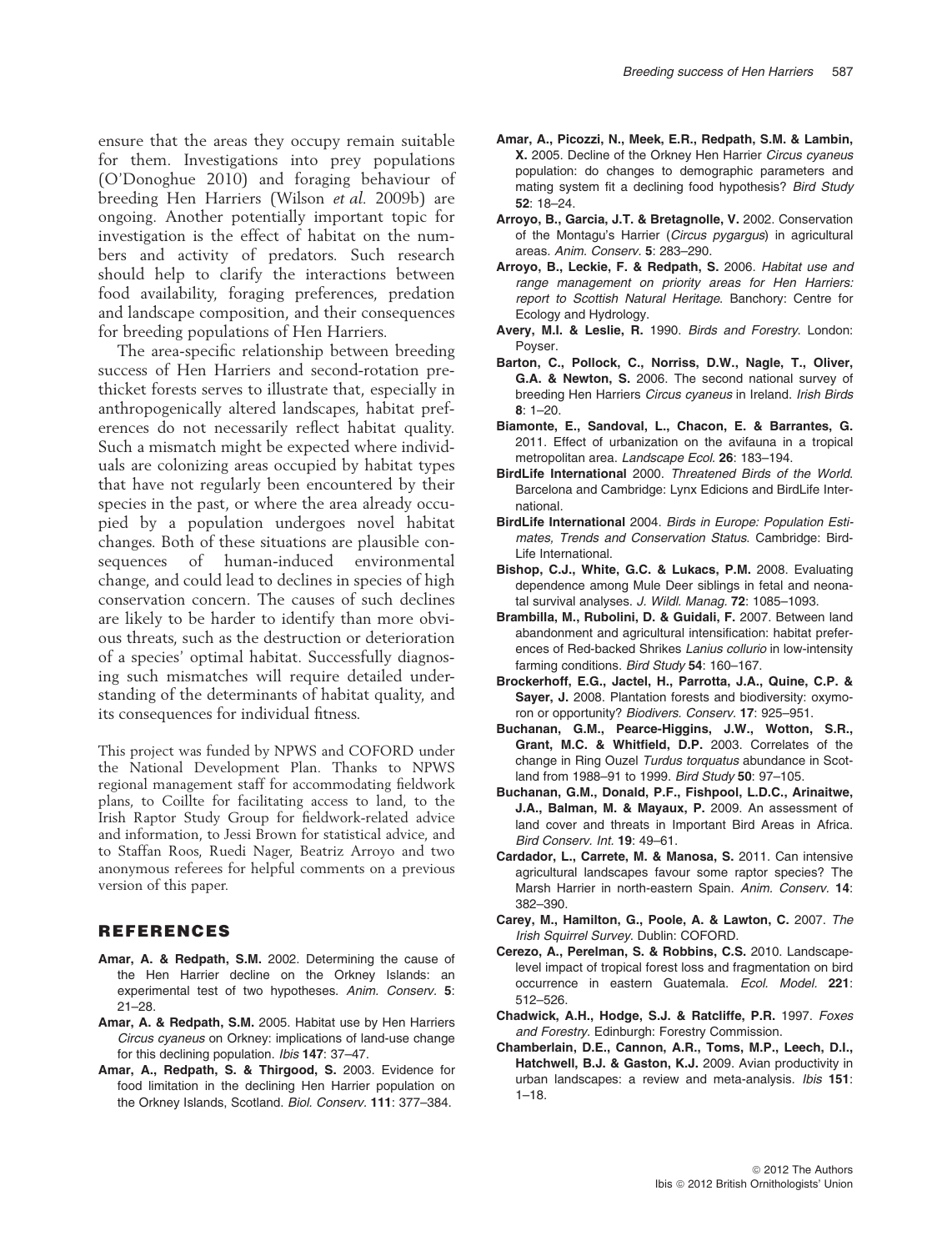ensure that the areas they occupy remain suitable for them. Investigations into prey populations (O'Donoghue 2010) and foraging behaviour of breeding Hen Harriers (Wilson *et al.* 2009b) are ongoing. Another potentially important topic for investigation is the effect of habitat on the numbers and activity of predators. Such research should help to clarify the interactions between food availability, foraging preferences, predation and landscape composition, and their consequences for breeding populations of Hen Harriers.

The area-specific relationship between breeding success of Hen Harriers and second-rotation pre-thicket forests serves to illustrate that, especially in anthropogenically altered landscapes, habitat preferences do not necessarily reflect habitat quality. Such a mismatch might be expected where individuals are colonizing areas occupied by habitat types that have not regularly been encountered by their species in the past, or where the area already occupied by a population undergoes novel habitat changes. Both of these situations are plausible consequences of human-induced environmental change, and could lead to declines in species of high conservation concern. The causes of such declines are likely to be harder to identify than more obvious threats, such as the destruction or deterioration of a species' optimal habitat. Successfully diagnosing such mismatches will require detailed understanding of the determinants of habitat quality, and its consequences for individual fitness.

This project was funded by NPWS and COFORD under the National Development Plan. Thanks to NPWS regional management staff for accommodating fieldwork plans, to Coillte for facilitating access to land, to the Irish Raptor Study Group for fieldwork-related advice and information, to Jessi Brown for statistical advice, and to Staffan Roos, Ruedi Nager, Beatriz Arroyo and two anonymous referees for helpful comments on a previous version of this paper.

## REFERENCES

**Amar, A. & Redpath, S.M.** 2002. Determining the cause of the Hen Harrier decline on the Orkney Islands: an experimental test of two hypotheses. *Anim. Conserv.* **5**: 21–28.

**Amar, A. & Redpath, S.M.** 2005. Habitat use by Hen Harriers *Circus cyaneus* on Orkney: implications of land-use change for this declining population. *Ibis* **147**: 37–47.

**Amar, A., Redpath, S. & Thirgood, S.** 2003. Evidence for food limitation in the declining Hen Harrier population on the Orkney Islands, Scotland. *Biol. Conserv.* **111**: 377–384.

**Amar, A., Picozzi, N., Meek, E.R., Redpath, S.M. & Lambin, X.** 2005. Decline of the Orkney Hen Harrier *Circus cyaneus* population: do changes to demographic parameters and mating system fit a declining food hypothesis? *Bird Study* **52**: 18–24.

**Arroyo, B., Garcia, J.T. & Bretagnolle, V.** 2002. Conservation of the Montagu's Harrier (*Circus pygargus*) in agricultural areas. *Anim. Conserv.* **5**: 283–290.

**Arroyo, B., Leckie, F. & Redpath, S.** 2006. *Habitat use and range management on priority areas for Hen Harriers: report to Scottish Natural Heritage*. Banchory: Centre for Ecology and Hydrology.

**Avery, M.I. & Leslie, R.** 1990. *Birds and Forestry*. London: Poyser.

**Barton, C., Pollock, C., Norriss, D.W., Nagle, T., Oliver, G.A. & Newton, S.** 2006. The second national survey of breeding Hen Harriers *Circus cyaneus* in Ireland. *Irish Birds* **8**: 1–20.

**Biamonte, E., Sandoval, L., Chacon, E. & Barrantes, G.** 2011. Effect of urbanization on the avifauna in a tropical metropolitan area. *Landscape Ecol.* **26**: 183–194.

**BirdLife International** 2000. *Threatened Birds of the World*. Barcelona and Cambridge: Lynx Edicions and BirdLife International.

**BirdLife International** 2004. *Birds in Europe: Population Estimates, Trends and Conservation Status*. Cambridge: BirdLife International.

**Bishop, C.J., White, G.C. & Lukacs, P.M.** 2008. Evaluating dependence among Mule Deer siblings in fetal and neonatal survival analyses. *J. Wildl. Manag.* **72**: 1085–1093.

**Brambilla, M., Rubolini, D. & Guidali, F.** 2007. Between land abandonment and agricultural intensification: habitat preferences of Red-backed Shrikes *Lanius collurio* in low-intensity farming conditions. *Bird Study* **54**: 160–167.

**Brockerhoff, E.G., Jactel, H., Parrotta, J.A., Quine, C.P. & Sayer, J.** 2008. Plantation forests and biodiversity: oxymoron or opportunity? *Biodivers. Conserv.* **17**: 925–951.

**Buchanan, G.M., Pearce-Higgins, J.W., Wotton, S.R., Grant, M.C. & Whitfield, D.P.** 2003. Correlates of the change in Ring Ouzel *Turdus torquatus* abundance in Scotland from 1988–91 to 1999. *Bird Study* **50**: 97–105.

**Buchanan, G.M., Donald, P.F., Fishpool, L.D.C., Arinaitwe, J.A., Balman, M. & Mayaux, P.** 2009. An assessment of land cover and threats in Important Bird Areas in Africa. *Bird Conserv. Int.* **19**: 49–61.

**Cardador, L., Carrete, M. & Manosa, S.** 2011. Can intensive agricultural landscapes favour some raptor species? The Marsh Harrier in north-eastern Spain. *Anim. Conserv.* **14**: 382–390.

**Carey, M., Hamilton, G., Poole, A. & Lawton, C.** 2007. *The Irish Squirrel Survey*. Dublin: COFORD.

**Cerezo, A., Perelman, S. & Robbins, C.S.** 2010. Landscape-level impact of tropical forest loss and fragmentation on bird occurrence in eastern Guatemala. *Ecol. Model.* **221**: 512–526.

**Chadwick, A.H., Hodge, S.J. & Ratcliffe, P.R.** 1997. *Foxes and Forestry*. Edinburgh: Forestry Commission.

**Chamberlain, D.E., Cannon, A.R., Toms, M.P., Leech, D.I., Hatchwell, B.J. & Gaston, K.J.** 2009. Avian productivity in urban landscapes: a review and meta-analysis. *Ibis* **151**: 1–18.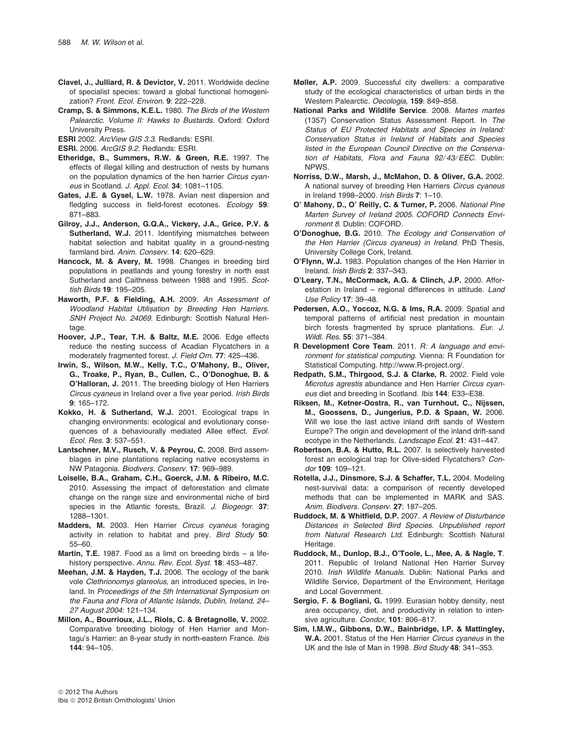**Clavel, J., Julliard, R. & Devictor, V.** 2011. Worldwide decline of specialist species: toward a global functional homogenization? *Front. Ecol. Environ.* **9**: 222–228.

**Cramp, S. & Simmons, K.E.L.** 1980. *The Birds of the Western Palearctic. Volume II: Hawks to Bustards.* Oxford: Oxford University Press.

**ESRI** 2002. *ArcView GIS 3.3.* Redlands: ESRI.

**ESRI.** 2006. *ArcGIS 9.2.* Redlands: ESRI.

**Etheridge, B., Summers, R.W. & Green, R.E.** 1997. The effects of illegal killing and destruction of nests by humans on the population dynamics of the hen harrier *Circus cyaneus* in Scotland. *J. Appl. Ecol.* **34**: 1081–1105.

**Gates, J.E. & Gysel, L.W.** 1978. Avian nest dispersion and fledgling success in field-forest ecotones. *Ecology* **59**: 871–883.

**Gilroy, J.J., Anderson, G.Q.A., Vickery, J.A., Grice, P.V. & Sutherland, W.J.** 2011. Identifying mismatches between habitat selection and habitat quality in a ground-nesting farmland bird. *Anim. Conserv.* **14**: 620–629.

**Hancock, M. & Avery, M.** 1998. Changes in breeding bird populations in peatlands and young forestry in north east Sutherland and Caithness between 1988 and 1995. *Scottish Birds* **19**: 195–205.

**Haworth, P.F. & Fielding, A.H.** 2009. *An Assessment of Woodland Habitat Utilisation by Breeding Hen Harriers. SNH Project No. 24069.* Edinburgh: Scottish Natural Heritage.

**Hoover, J.P., Tear, T.H. & Baltz, M.E.** 2006. Edge effects reduce the nesting success of Acadian Flycatchers in a moderately fragmented forest. *J. Field Orn.* **77**: 425–436.

**Irwin, S., Wilson, M.W., Kelly, T.C., O'Mahony, B., Oliver, G., Troake, P., Ryan, B., Cullen, C., O'Donoghue, B. & O'Halloran, J.** 2011. The breeding biology of Hen Harriers *Circus cyaneus* in Ireland over a five year period. *Irish Birds* **9**: 165–172.

**Kokko, H. & Sutherland, W.J.** 2001. Ecological traps in changing environments: ecological and evolutionary consequences of a behaviourally mediated Allee effect. *Evol. Ecol. Res.* **3**: 537–551.

**Lantschner, M.V., Rusch, V. & Peyrou, C.** 2008. Bird assemblages in pine plantations replacing native ecosystems in NW Patagonia. *Biodivers. Conserv.* **17**: 969–989.

**Loiselle, B.A., Graham, C.H., Goerck, J.M. & Ribeiro, M.C.** 2010. Assessing the impact of deforestation and climate change on the range size and environmental niche of bird species in the Atlantic forests, Brazil. *J. Biogeogr.* **37**: 1288–1301.

**Madders, M.** 2003. Hen Harrier *Circus cyaneus* foraging activity in relation to habitat and prey. *Bird Study* **50**: 55–60.

**Martin, T.E.** 1987. Food as a limit on breeding birds – a life-history perspective. *Annu. Rev. Ecol. Syst.* **18**: 453–487.

**Meehan, J.M. & Hayden, T.J.** 2006. The ecology of the bank vole *Clethrionomys glareolus*, an introduced species, in Ireland. In *Proceedings of the 5th International Symposium on the Fauna and Flora of Atlantic Islands, Dublin, Ireland, 24–27 August 2004*: 121–134.

**Millon, A., Bourrioux, J.L., Riols, C. & Bretagnolle, V.** 2002. Comparative breeding biology of Hen Harrier and Montagu's Harrier: an 8-year study in north-eastern France. *Ibis* **144**: 94–105.

**Møller, A.P.** 2009. Successful city dwellers: a comparative study of the ecological characteristics of urban birds in the Western Palearctic. *Oecologia*, **159**: 849–858.

**National Parks and Wildlife Service**. 2008. *Martes martes* (1357) Conservation Status Assessment Report. In *The Status of EU Protected Habitats and Species in Ireland: Conservation Status in Ireland of Habitats and Species listed in the European Council Directive on the Conservation of Habitats, Flora and Fauna 92/43/EEC.* Dublin: NPWS.

**Norriss, D.W., Marsh, J., McMahon, D. & Oliver, G.A.** 2002. A national survey of breeding Hen Harriers *Circus cyaneus* in Ireland 1998–2000. *Irish Birds* **7**: 1–10.

**O' Mahony, D., O' Reilly, C. & Turner, P.** 2006. *National Pine Marten Survey of Ireland 2005. COFORD Connects Environment 8.* Dublin: COFORD.

**O'Donoghue, B.G.** 2010. *The Ecology and Conservation of the Hen Harrier (Circus cyaneus) in Ireland.* PhD Thesis, University College Cork, Ireland.

**O'Flynn, W.J.** 1983. Population changes of the Hen Harrier in Ireland. *Irish Birds* **2**: 337–343.

**O'Leary, T.N., McCormack, A.G. & Clinch, J.P.** 2000. Afforestation in Ireland – regional differences in attitude. *Land Use Policy* **17**: 39–48.

**Pedersen, A.O., Yoccoz, N.G. & Ims, R.A.** 2009. Spatial and temporal patterns of artificial nest predation in mountain birch forests fragmented by spruce plantations. *Eur. J. Wildl. Res.* **55**: 371–384.

**R Development Core Team**. 2011. *R: A language and environment for statistical computing.* Vienna: R Foundation for Statistical Computing. http://www.R-project.org/.

**Redpath, S.M., Thirgood, S.J. & Clarke, R.** 2002. Field vole *Microtus agrestis* abundance and Hen Harrier *Circus cyaneus* diet and breeding in Scotland. *Ibis* **144**: E33–E38.

**Riksen, M., Ketner-Oostra, R., van Turnhout, C., Nijssen, M., Goossens, D., Jungerius, P.D. & Spaan, W.** 2006. Will we lose the last active inland drift sands of Western Europe? The origin and development of the inland drift-sand ecotype in the Netherlands. *Landscape Ecol.* **21**: 431–447.

**Robertson, B.A. & Hutto, R.L.** 2007. Is selectively harvested forest an ecological trap for Olive-sided Flycatchers? *Condor* **109**: 109–121.

**Rotella, J.J., Dinsmore, S.J. & Schaffer, T.L.** 2004. Modeling nest-survival data: a comparison of recently developed methods that can be implemented in MARK and SAS. *Anim. Biodivers. Conserv.* **27**: 187–205.

**Ruddock, M. & Whitfield, D.P.** 2007. *A Review of Disturbance Distances in Selected Bird Species. Unpublished report from Natural Research Ltd.* Edinburgh: Scottish Natural Heritage.

**Ruddock, M., Dunlop, B.J., O'Toole, L., Mee, A. & Nagle, T**. 2011. Republic of Ireland National Hen Harrier Survey 2010. *Irish Wildlife Manuals.* Dublin: National Parks and Wildlife Service, Department of the Environment, Heritage and Local Government.

**Sergio, F. & Bogliani, G.** 1999. Eurasian hobby density, nest area occupancy, diet, and productivity in relation to intensive agriculture. *Condor*, **101**: 806–817.

**Sim, I.M.W., Gibbons, D.W., Bainbridge, I.P. & Mattingley, W.A.** 2001. Status of the Hen Harrier *Circus cyaneus* in the UK and the Isle of Man in 1998. *Bird Study* **48**: 341–353.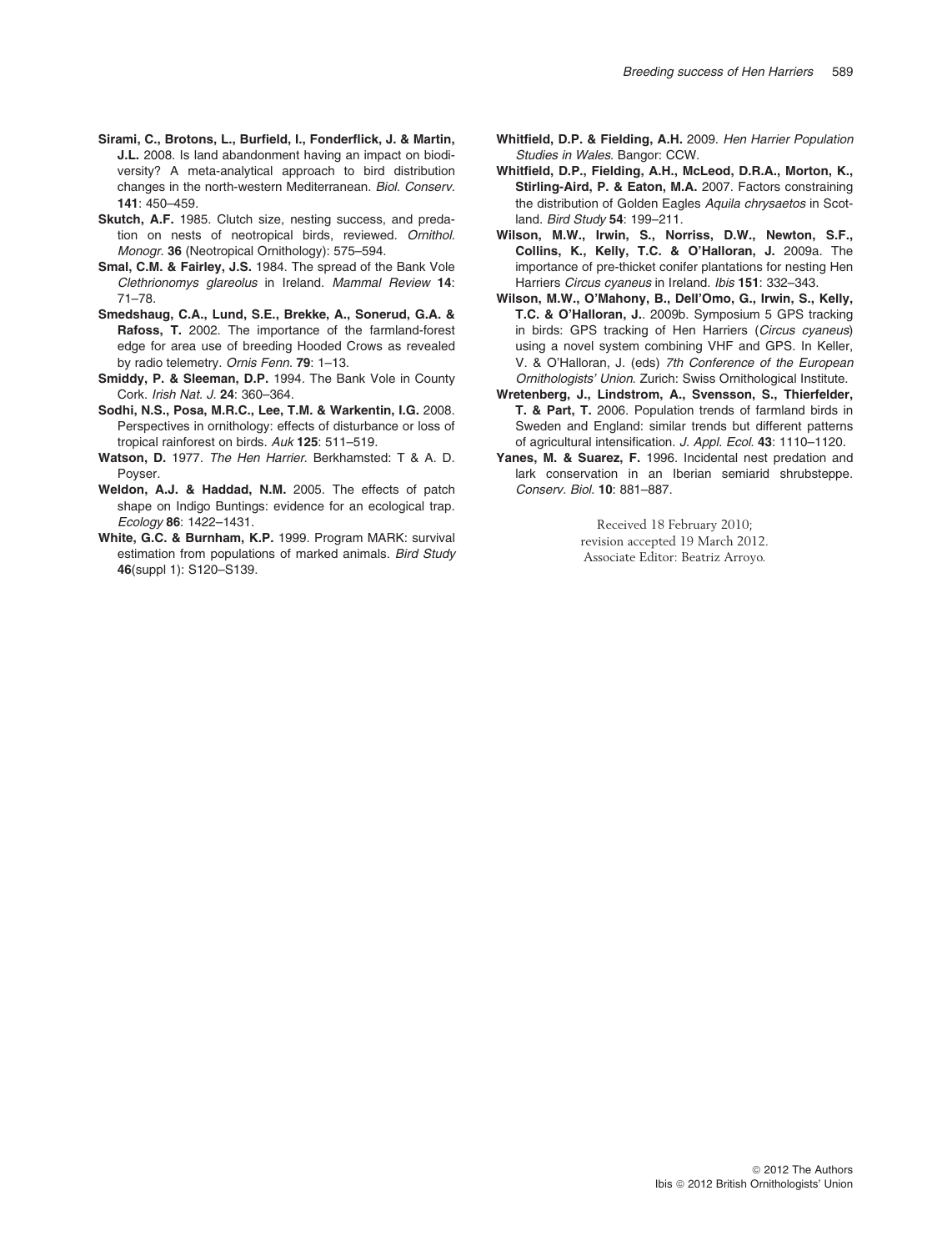**Sirami, C., Brotons, L., Burfield, I., Fonderflick, J. & Martin, J.L.** 2008. Is land abandonment having an impact on biodiversity? A meta-analytical approach to bird distribution changes in the north-western Mediterranean. *Biol. Conserv.* **141**: 450–459.

**Skutch, A.F.** 1985. Clutch size, nesting success, and predation on nests of neotropical birds, reviewed. *Ornithol. Monogr.* **36** (Neotropical Ornithology): 575–594.

**Smal, C.M. & Fairley, J.S.** 1984. The spread of the Bank Vole *Clethrionomys glareolus* in Ireland. *Mammal Review* **14**: 71–78.

**Smedshaug, C.A., Lund, S.E., Brekke, A., Sonerud, G.A. & Rafoss, T.** 2002. The importance of the farmland-forest edge for area use of breeding Hooded Crows as revealed by radio telemetry. *Ornis Fenn.* **79**: 1–13.

**Smiddy, P. & Sleeman, D.P.** 1994. The Bank Vole in County Cork. *Irish Nat. J.* **24**: 360–364.

**Sodhi, N.S., Posa, M.R.C., Lee, T.M. & Warkentin, I.G.** 2008. Perspectives in ornithology: effects of disturbance or loss of tropical rainforest on birds. *Auk* **125**: 511–519.

**Watson, D.** 1977. *The Hen Harrier*. Berkhamsted: T & A. D. Poyser.

**Weldon, A.J. & Haddad, N.M.** 2005. The effects of patch shape on Indigo Buntings: evidence for an ecological trap. *Ecology* **86**: 1422–1431.

**White, G.C. & Burnham, K.P.** 1999. Program MARK: survival estimation from populations of marked animals. *Bird Study* **46**(suppl 1): S120–S139.

**Whitfield, D.P. & Fielding, A.H.** 2009. *Hen Harrier Population Studies in Wales*. Bangor: CCW.

**Whitfield, D.P., Fielding, A.H., McLeod, D.R.A., Morton, K., Stirling-Aird, P. & Eaton, M.A.** 2007. Factors constraining the distribution of Golden Eagles *Aquila chrysaetos* in Scotland. *Bird Study* **54**: 199–211.

**Wilson, M.W., Irwin, S., Norriss, D.W., Newton, S.F., Collins, K., Kelly, T.C. & O'Halloran, J.** 2009a. The importance of pre-thicket conifer plantations for nesting Hen Harriers *Circus cyaneus* in Ireland. *Ibis* **151**: 332–343.

**Wilson, M.W., O'Mahony, B., Dell'Omo, G., Irwin, S., Kelly, T.C. & O'Halloran, J.**. 2009b. Symposium 5 GPS tracking in birds: GPS tracking of Hen Harriers (*Circus cyaneus*) using a novel system combining VHF and GPS. In Keller, V. & O'Halloran, J. (eds) *7th Conference of the European Ornithologists' Union*. Zurich: Swiss Ornithological Institute.

**Wretenberg, J., Lindstrom, A., Svensson, S., Thierfelder, T. & Part, T.** 2006. Population trends of farmland birds in Sweden and England: similar trends but different patterns of agricultural intensification. *J. Appl. Ecol.* **43**: 1110–1120.

**Yanes, M. & Suarez, F.** 1996. Incidental nest predation and lark conservation in an Iberian semiarid shrubsteppe. *Conserv. Biol.* **10**: 881–887.

Received 18 February 2010;
revision accepted 19 March 2012.
Associate Editor: Beatriz Arroyo.